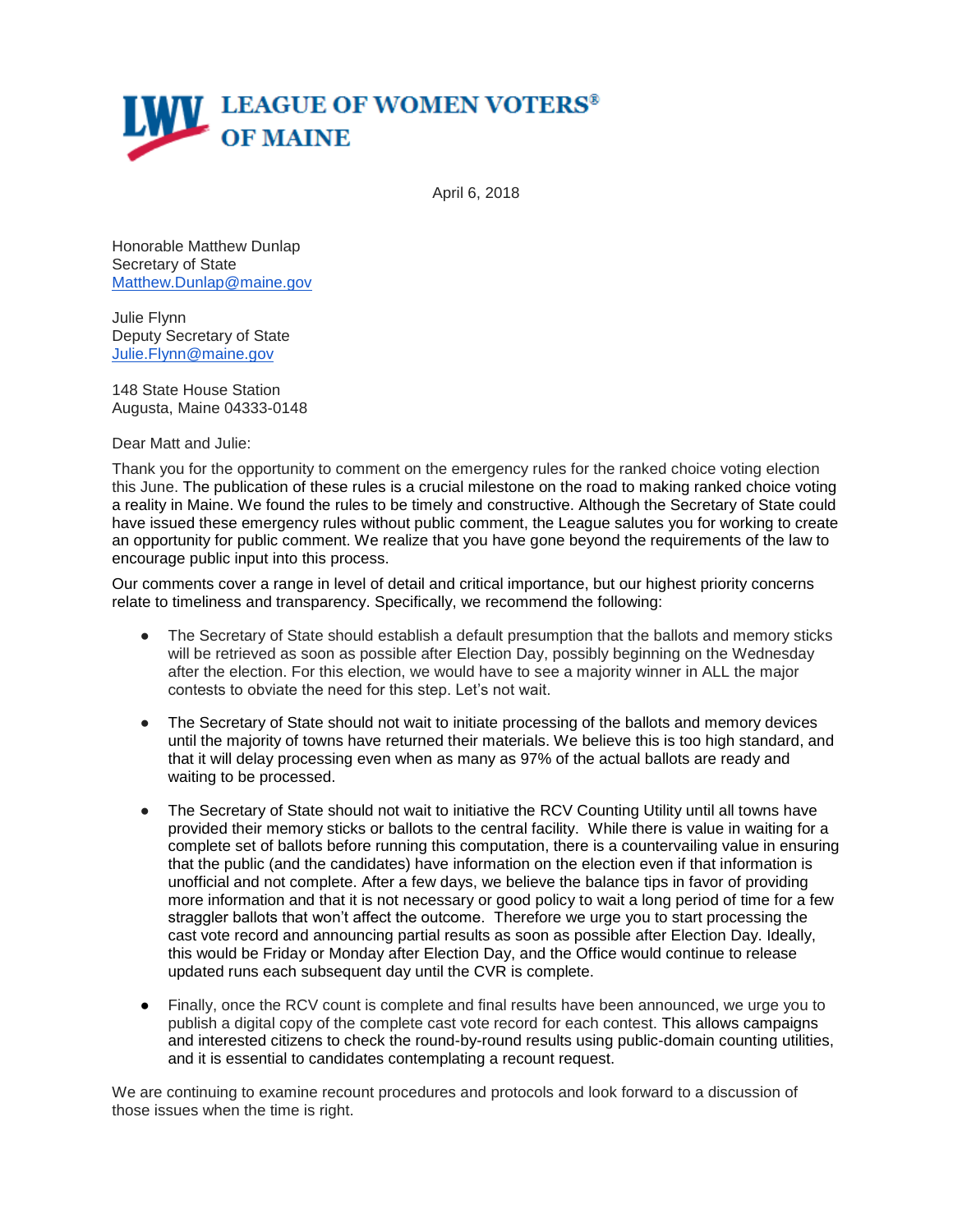# LEAGUE OF WOMEN VOTERS® OF MAINE

April 6, 2018

Honorable Matthew Dunlap
Secretary of State
Matthew.Dunlap@maine.gov

Julie Flynn
Deputy Secretary of State
Julie.Flynn@maine.gov

148 State House Station
Augusta, Maine 04333-0148

Dear Matt and Julie:

Thank you for the opportunity to comment on the emergency rules for the ranked choice voting election this June. The publication of these rules is a crucial milestone on the road to making ranked choice voting a reality in Maine. We found the rules to be timely and constructive. Although the Secretary of State could have issued these emergency rules without public comment, the League salutes you for working to create an opportunity for public comment. We realize that you have gone beyond the requirements of the law to encourage public input into this process.

Our comments cover a range in level of detail and critical importance, but our highest priority concerns relate to timeliness and transparency. Specifically, we recommend the following:

- The Secretary of State should establish a default presumption that the ballots and memory sticks will be retrieved as soon as possible after Election Day, possibly beginning on the Wednesday after the election. For this election, we would have to see a majority winner in ALL the major contests to obviate the need for this step. Let's not wait.

- The Secretary of State should not wait to initiate processing of the ballots and memory devices until the majority of towns have returned their materials. We believe this is too high standard, and that it will delay processing even when as many as 97% of the actual ballots are ready and waiting to be processed.

- The Secretary of State should not wait to initiative the RCV Counting Utility until all towns have provided their memory sticks or ballots to the central facility. While there is value in waiting for a complete set of ballots before running this computation, there is a countervailing value in ensuring that the public (and the candidates) have information on the election even if that information is unofficial and not complete. After a few days, we believe the balance tips in favor of providing more information and that it is not necessary or good policy to wait a long period of time for a few straggler ballots that won't affect the outcome. Therefore we urge you to start processing the cast vote record and announcing partial results as soon as possible after Election Day. Ideally, this would be Friday or Monday after Election Day, and the Office would continue to release updated runs each subsequent day until the CVR is complete.

- Finally, once the RCV count is complete and final results have been announced, we urge you to publish a digital copy of the complete cast vote record for each contest. This allows campaigns and interested citizens to check the round-by-round results using public-domain counting utilities, and it is essential to candidates contemplating a recount request.

We are continuing to examine recount procedures and protocols and look forward to a discussion of those issues when the time is right.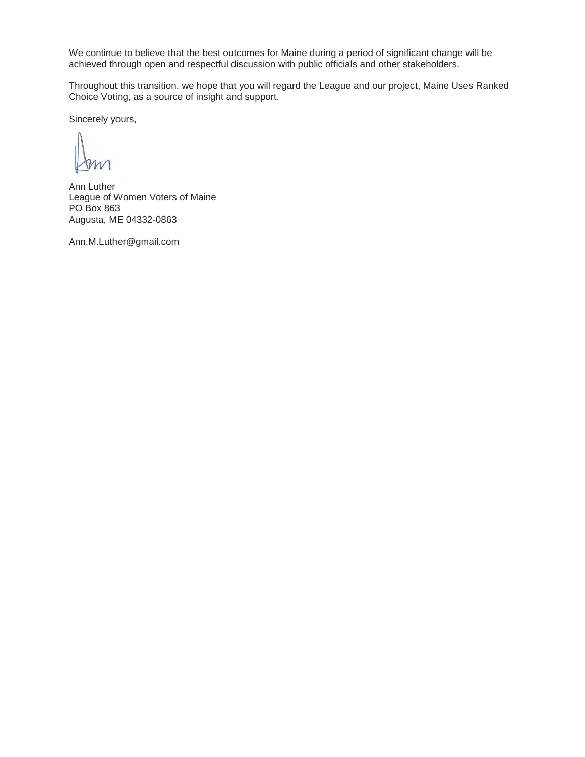We continue to believe that the best outcomes for Maine during a period of significant change will be achieved through open and respectful discussion with public officials and other stakeholders.

Throughout this transition, we hope that you will regard the League and our project, Maine Uses Ranked Choice Voting, as a source of insight and support.

Sincerely yours,

Ann Luther
League of Women Voters of Maine
PO Box 863
Augusta, ME 04332-0863

Ann.M.Luther@gmail.com